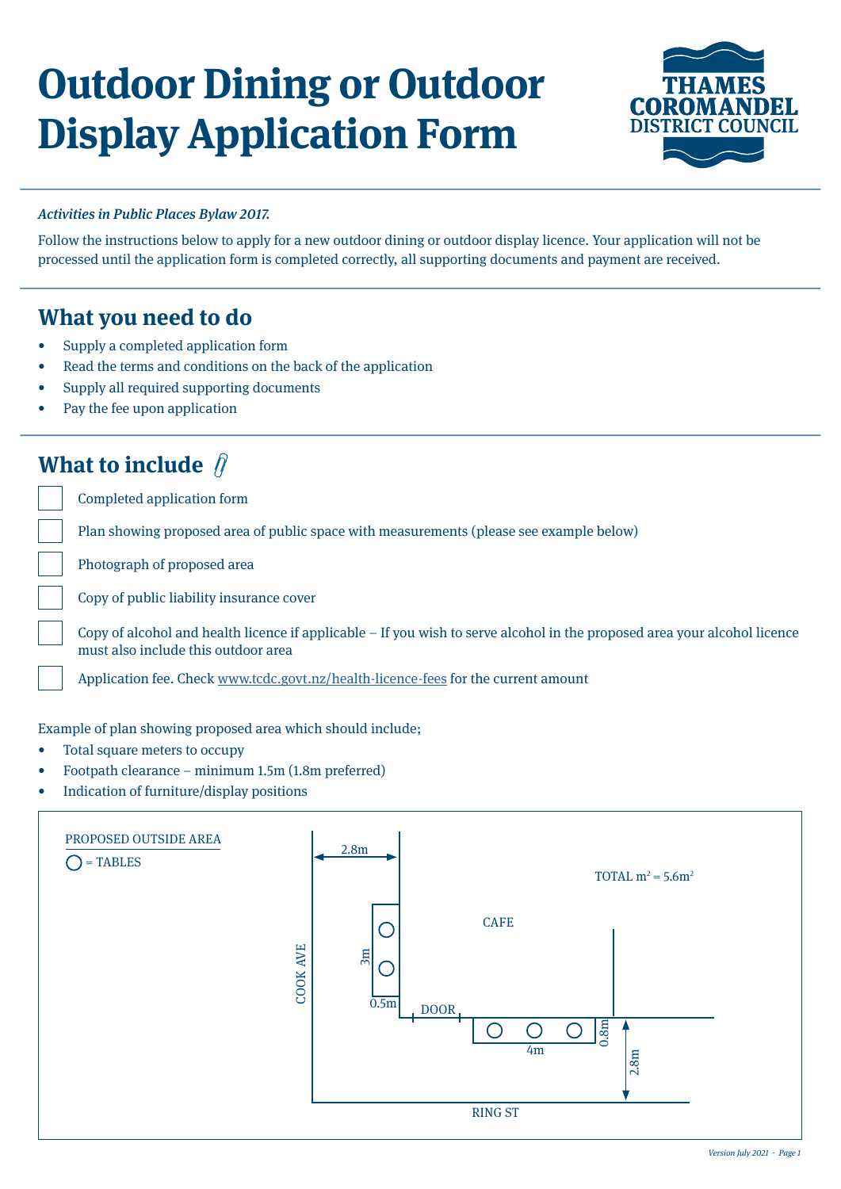# Outdoor Dining or Outdoor Display Application Form

THAMES COROMANDEL DISTRICT COUNCIL

*Activities in Public Places Bylaw 2017.*

Follow the instructions below to apply for a new outdoor dining or outdoor display licence. Your application will not be processed until the application form is completed correctly, all supporting documents and payment are received.

## What you need to do

- Supply a completed application form
- Read the terms and conditions on the back of the application
- Supply all required supporting documents
- Pay the fee upon application

## What to include

- [ ] Completed application form
- [ ] Plan showing proposed area of public space with measurements (please see example below)
- [ ] Photograph of proposed area
- [ ] Copy of public liability insurance cover
- [ ] Copy of alcohol and health licence if applicable – If you wish to serve alcohol in the proposed area your alcohol licence must also include this outdoor area
- [ ] Application fee. Check www.tcdc.govt.nz/health-licence-fees for the current amount

Example of plan showing proposed area which should include;

- Total square meters to occupy
- Footpath clearance – minimum 1.5m (1.8m preferred)
- Indication of furniture/display positions

PROPOSED OUTSIDE AREA

○ = TABLES

TOTAL $m^2 = 5.6m^2$

CAFE

COOK AVE

RING ST

DOOR

2.8m

3m

0.5m

4m

0.8m

2.8m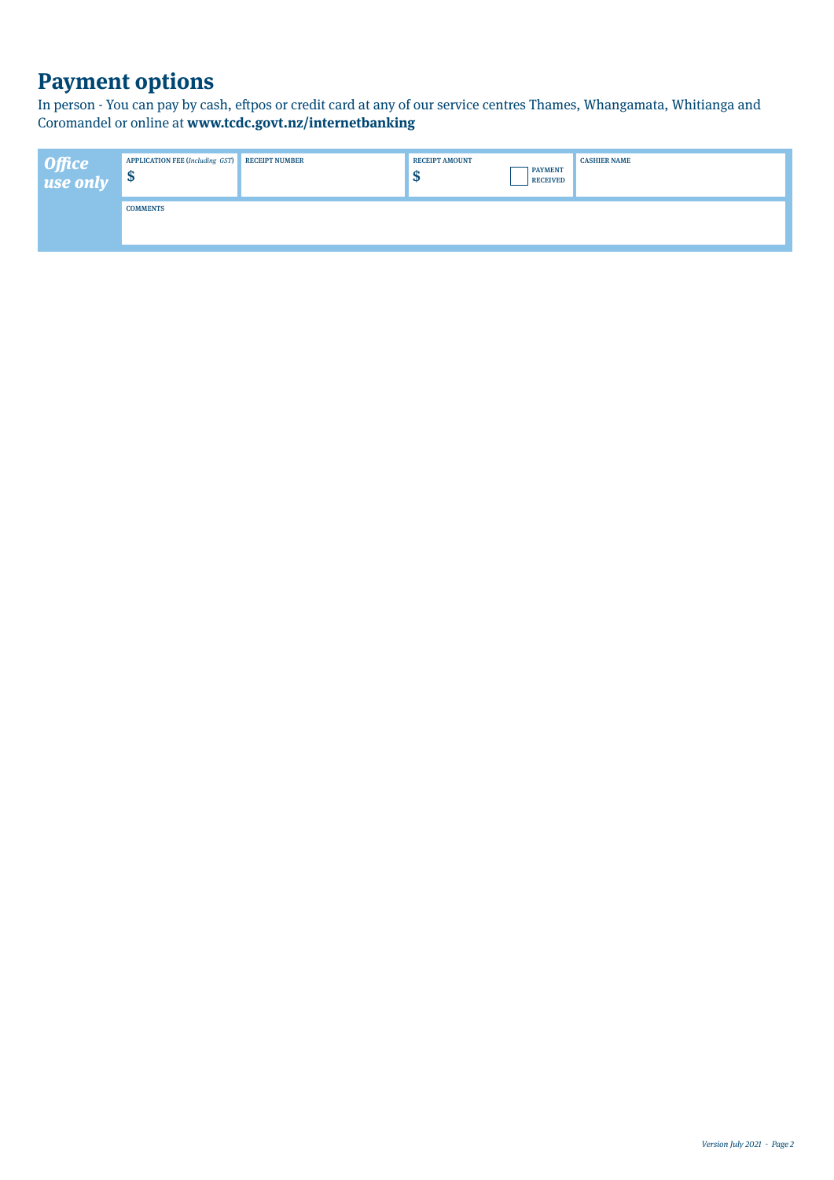# Payment options

In person - You can pay by cash, eftpos or credit card at any of our service centres Thames, Whangamata, Whitianga and Coromandel or online at **www.tcdc.govt.nz/internetbanking**

| *Office use only* | APPLICATION FEE (*Including GST*) | RECEIPT NUMBER | RECEIPT AMOUNT | PAYMENT RECEIVED | CASHIER NAME |
|---|---|---|---|---|---|
| | $ | | $ | ☐ | |
| | COMMENTS | | | | |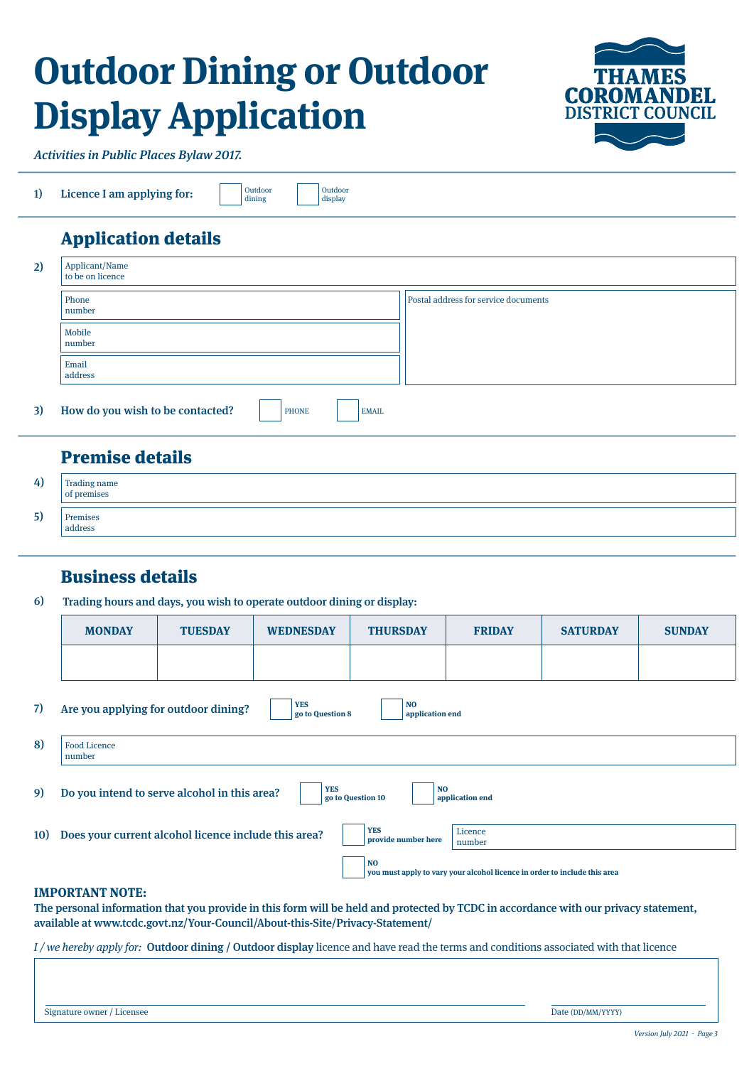# Outdoor Dining or Outdoor Display Application

THAMES COROMANDEL DISTRICT COUNCIL

*Activities in Public Places Bylaw 2017.*

1) **Licence I am applying for:** ☐ Outdoor dining ☐ Outdoor display

## Application details

2) Applicant/Name to be on licence

Phone number

Mobile number

Email address

Postal address for service documents

3) **How do you wish to be contacted?** ☐ PHONE ☐ EMAIL

## Premise details

4) Trading name of premises

5) Premises address

## Business details

6) **Trading hours and days, you wish to operate outdoor dining or display:**

| MONDAY | TUESDAY | WEDNESDAY | THURSDAY | FRIDAY | SATURDAY | SUNDAY |
|---|---|---|---|---|---|---|
| | | | | | | |

7) **Are you applying for outdoor dining?** ☐ **YES go to Question 8** ☐ **NO application end**

8) Food Licence number

9) **Do you intend to serve alcohol in this area?** ☐ **YES go to Question 10** ☐ **NO application end**

10) **Does your current alcohol licence include this area?** ☐ **YES provide number here** Licence number

☐ **NO you must apply to vary your alcohol licence in order to include this area**

**IMPORTANT NOTE:**

**The personal information that you provide in this form will be held and protected by TCDC in accordance with our privacy statement, available at www.tcdc.govt.nz/Your-Council/About-this-Site/Privacy-Statement/**

*I / we hereby apply for:* **Outdoor dining / Outdoor display** licence and have read the terms and conditions associated with that licence

Signature owner / Licensee

Date (DD/MM/YYYY)

*Version July 2021*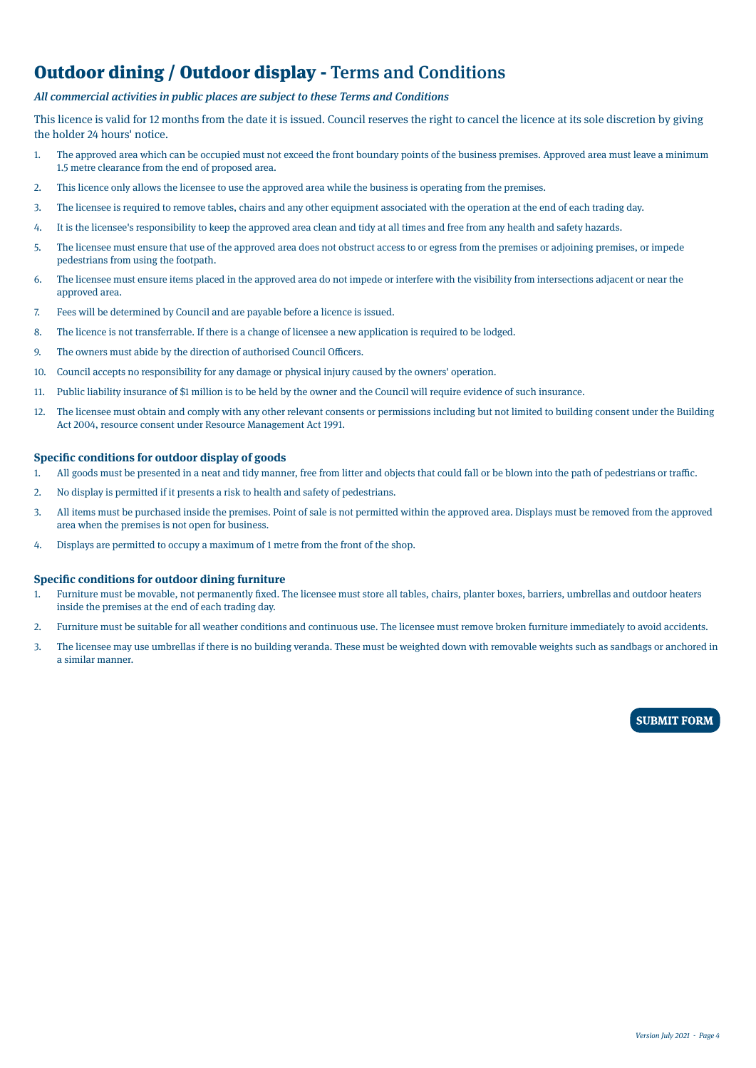# **Outdoor dining / Outdoor display -** Terms and Conditions

***All commercial activities in public places are subject to these Terms and Conditions***

This licence is valid for 12 months from the date it is issued. Council reserves the right to cancel the licence at its sole discretion by giving the holder 24 hours' notice.

1. The approved area which can be occupied must not exceed the front boundary points of the business premises. Approved area must leave a minimum 1.5 metre clearance from the end of proposed area.
2. This licence only allows the licensee to use the approved area while the business is operating from the premises.
3. The licensee is required to remove tables, chairs and any other equipment associated with the operation at the end of each trading day.
4. It is the licensee's responsibility to keep the approved area clean and tidy at all times and free from any health and safety hazards.
5. The licensee must ensure that use of the approved area does not obstruct access to or egress from the premises or adjoining premises, or impede pedestrians from using the footpath.
6. The licensee must ensure items placed in the approved area do not impede or interfere with the visibility from intersections adjacent or near the approved area.
7. Fees will be determined by Council and are payable before a licence is issued.
8. The licence is not transferrable. If there is a change of licensee a new application is required to be lodged.
9. The owners must abide by the direction of authorised Council Officers.
10. Council accepts no responsibility for any damage or physical injury caused by the owners' operation.
11. Public liability insurance of $1 million is to be held by the owner and the Council will require evidence of such insurance.
12. The licensee must obtain and comply with any other relevant consents or permissions including but not limited to building consent under the Building Act 2004, resource consent under Resource Management Act 1991.

### Specific conditions for outdoor display of goods

1. All goods must be presented in a neat and tidy manner, free from litter and objects that could fall or be blown into the path of pedestrians or traffic.
2. No display is permitted if it presents a risk to health and safety of pedestrians.
3. All items must be purchased inside the premises. Point of sale is not permitted within the approved area. Displays must be removed from the approved area when the premises is not open for business.
4. Displays are permitted to occupy a maximum of 1 metre from the front of the shop.

### Specific conditions for outdoor dining furniture

1. Furniture must be movable, not permanently fixed. The licensee must store all tables, chairs, planter boxes, barriers, umbrellas and outdoor heaters inside the premises at the end of each trading day.
2. Furniture must be suitable for all weather conditions and continuous use. The licensee must remove broken furniture immediately to avoid accidents.
3. The licensee may use umbrellas if there is no building veranda. These must be weighted down with removable weights such as sandbags or anchored in a similar manner.

**SUBMIT FORM**